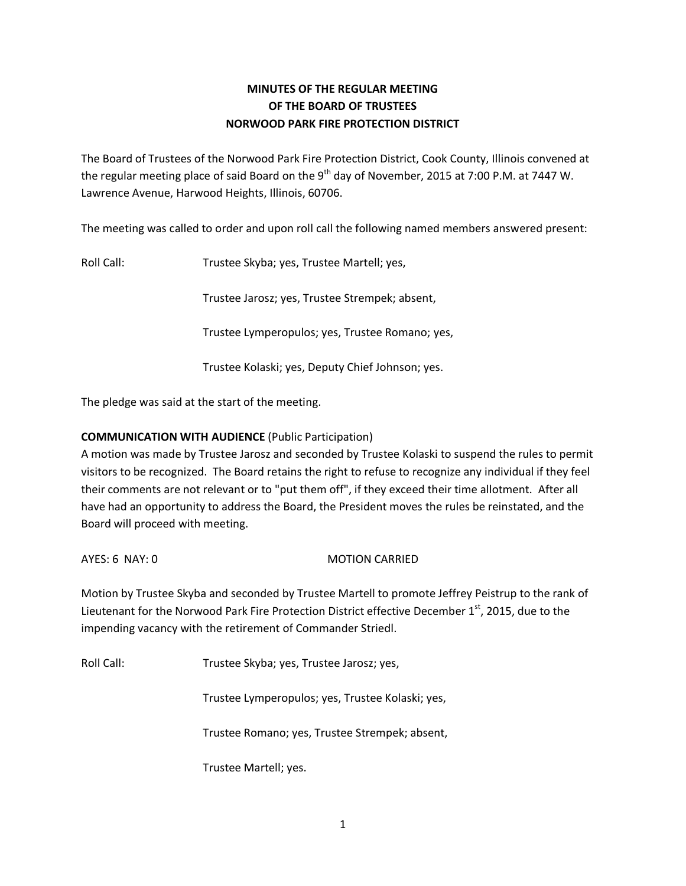**MINUTES OF THE REGULAR MEETING**
**OF THE BOARD OF TRUSTEES**
**NORWOOD PARK FIRE PROTECTION DISTRICT**

The Board of Trustees of the Norwood Park Fire Protection District, Cook County, Illinois convened at the regular meeting place of said Board on the 9th day of November, 2015 at 7:00 P.M. at 7447 W. Lawrence Avenue, Harwood Heights, Illinois, 60706.

The meeting was called to order and upon roll call the following named members answered present:

Roll Call: Trustee Skyba; yes, Trustee Martell; yes,

Trustee Jarosz; yes, Trustee Strempek; absent,

Trustee Lymperopulos; yes, Trustee Romano; yes,

Trustee Kolaski; yes, Deputy Chief Johnson; yes.

The pledge was said at the start of the meeting.

**COMMUNICATION WITH AUDIENCE** (Public Participation)
A motion was made by Trustee Jarosz and seconded by Trustee Kolaski to suspend the rules to permit visitors to be recognized. The Board retains the right to refuse to recognize any individual if they feel their comments are not relevant or to "put them off", if they exceed their time allotment. After all have had an opportunity to address the Board, the President moves the rules be reinstated, and the Board will proceed with meeting.

AYES: 6 NAY: 0 MOTION CARRIED

Motion by Trustee Skyba and seconded by Trustee Martell to promote Jeffrey Peistrup to the rank of Lieutenant for the Norwood Park Fire Protection District effective December 1st, 2015, due to the impending vacancy with the retirement of Commander Striedl.

Roll Call: Trustee Skyba; yes, Trustee Jarosz; yes,

Trustee Lymperopulos; yes, Trustee Kolaski; yes,

Trustee Romano; yes, Trustee Strempek; absent,

Trustee Martell; yes.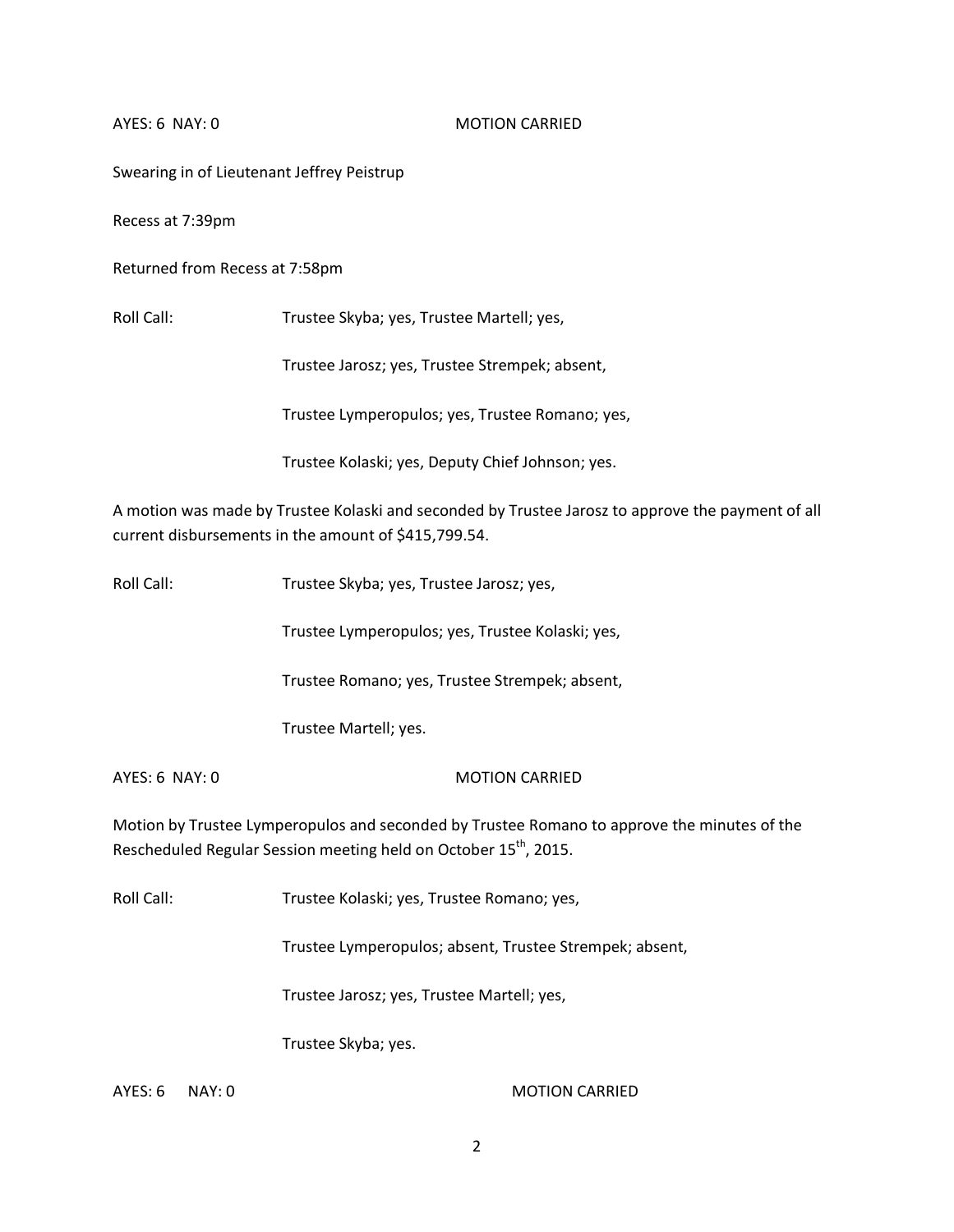AYES: 6 NAY: 0 MOTION CARRIED

Swearing in of Lieutenant Jeffrey Peistrup

Recess at 7:39pm

Returned from Recess at 7:58pm

Roll Call: Trustee Skyba; yes, Trustee Martell; yes,

Trustee Jarosz; yes, Trustee Strempek; absent,

Trustee Lymperopulos; yes, Trustee Romano; yes,

Trustee Kolaski; yes, Deputy Chief Johnson; yes.

A motion was made by Trustee Kolaski and seconded by Trustee Jarosz to approve the payment of all current disbursements in the amount of $415,799.54.

Roll Call: Trustee Skyba; yes, Trustee Jarosz; yes,

Trustee Lymperopulos; yes, Trustee Kolaski; yes,

Trustee Romano; yes, Trustee Strempek; absent,

Trustee Martell; yes.

AYES: 6 NAY: 0 MOTION CARRIED

Motion by Trustee Lymperopulos and seconded by Trustee Romano to approve the minutes of the Rescheduled Regular Session meeting held on October 15th, 2015.

Roll Call: Trustee Kolaski; yes, Trustee Romano; yes,

Trustee Lymperopulos; absent, Trustee Strempek; absent,

Trustee Jarosz; yes, Trustee Martell; yes,

Trustee Skyba; yes.

AYES: 6 NAY: 0 MOTION CARRIED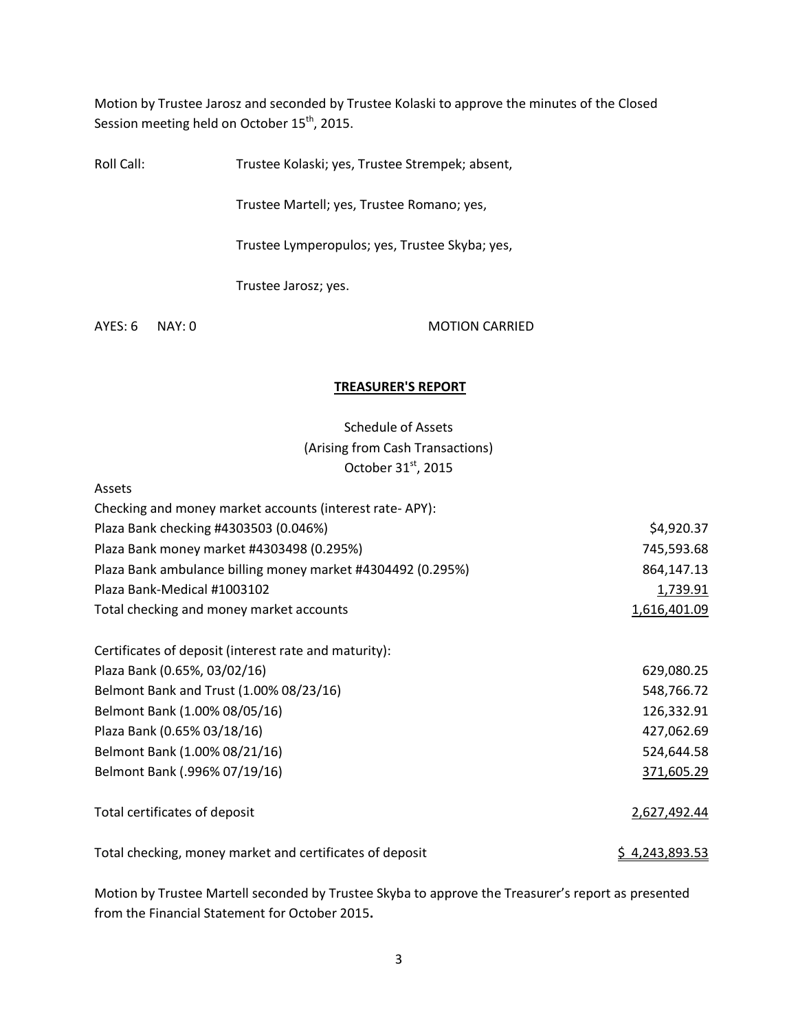Motion by Trustee Jarosz and seconded by Trustee Kolaski to approve the minutes of the Closed Session meeting held on October 15th, 2015.

Roll Call: Trustee Kolaski; yes, Trustee Strempek; absent,

Trustee Martell; yes, Trustee Romano; yes,

Trustee Lymperopulos; yes, Trustee Skyba; yes,

Trustee Jarosz; yes.

AYES: 6 NAY: 0 MOTION CARRIED

## **TREASURER'S REPORT**

Schedule of Assets
(Arising from Cash Transactions)
October 31st, 2015

| Assets | |
|---|---|
| Checking and money market accounts (interest rate- APY): | |
| Plaza Bank checking #4303503 (0.046%) | $4,920.37 |
| Plaza Bank money market #4303498 (0.295%) | 745,593.68 |
| Plaza Bank ambulance billing money market #4304492 (0.295%) | 864,147.13 |
| Plaza Bank-Medical #1003102 | 1,739.91 |
| Total checking and money market accounts | 1,616,401.09 |
| | |
| Certificates of deposit (interest rate and maturity): | |
| Plaza Bank (0.65%, 03/02/16) | 629,080.25 |
| Belmont Bank and Trust (1.00% 08/23/16) | 548,766.72 |
| Belmont Bank (1.00% 08/05/16) | 126,332.91 |
| Plaza Bank (0.65% 03/18/16) | 427,062.69 |
| Belmont Bank (1.00% 08/21/16) | 524,644.58 |
| Belmont Bank (.996% 07/19/16) | 371,605.29 |
| | |
| Total certificates of deposit | 2,627,492.44 |
| | |
| Total checking, money market and certificates of deposit | $ 4,243,893.53 |

Motion by Trustee Martell seconded by Trustee Skyba to approve the Treasurer's report as presented from the Financial Statement for October 2015**.**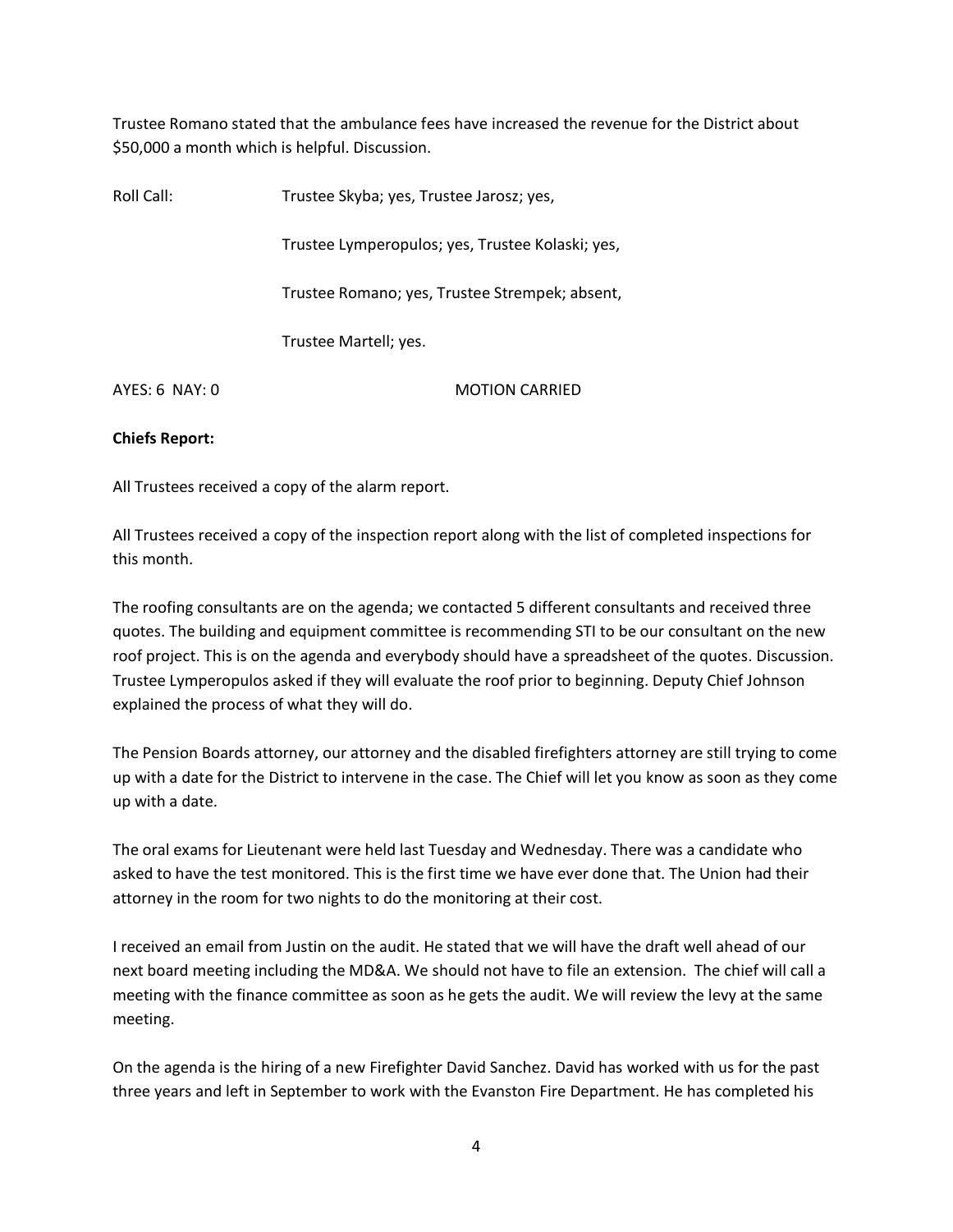Trustee Romano stated that the ambulance fees have increased the revenue for the District about $50,000 a month which is helpful. Discussion.

Roll Call: Trustee Skyba; yes, Trustee Jarosz; yes,

Trustee Lymperopulos; yes, Trustee Kolaski; yes,

Trustee Romano; yes, Trustee Strempek; absent,

Trustee Martell; yes.

AYES: 6 NAY: 0 MOTION CARRIED

**Chiefs Report:**

All Trustees received a copy of the alarm report.

All Trustees received a copy of the inspection report along with the list of completed inspections for this month.

The roofing consultants are on the agenda; we contacted 5 different consultants and received three quotes. The building and equipment committee is recommending STI to be our consultant on the new roof project. This is on the agenda and everybody should have a spreadsheet of the quotes. Discussion. Trustee Lymperopulos asked if they will evaluate the roof prior to beginning. Deputy Chief Johnson explained the process of what they will do.

The Pension Boards attorney, our attorney and the disabled firefighters attorney are still trying to come up with a date for the District to intervene in the case. The Chief will let you know as soon as they come up with a date.

The oral exams for Lieutenant were held last Tuesday and Wednesday. There was a candidate who asked to have the test monitored. This is the first time we have ever done that. The Union had their attorney in the room for two nights to do the monitoring at their cost.

I received an email from Justin on the audit. He stated that we will have the draft well ahead of our next board meeting including the MD&A. We should not have to file an extension. The chief will call a meeting with the finance committee as soon as he gets the audit. We will review the levy at the same meeting.

On the agenda is the hiring of a new Firefighter David Sanchez. David has worked with us for the past three years and left in September to work with the Evanston Fire Department. He has completed his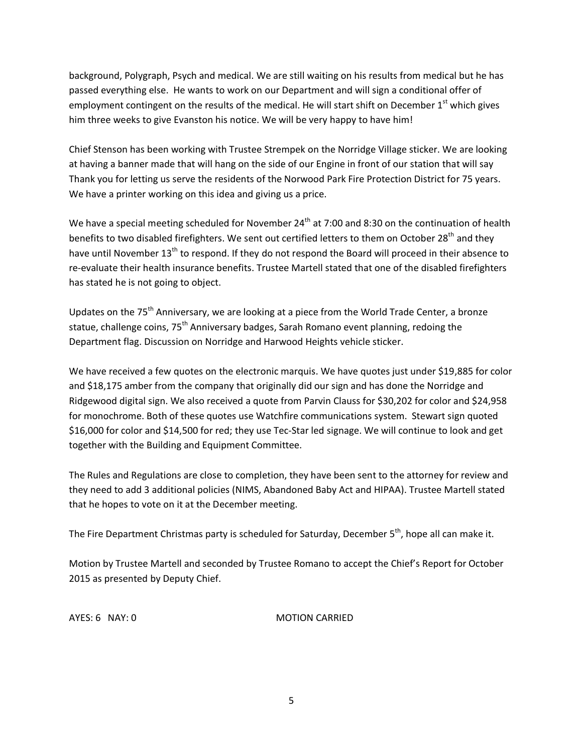background, Polygraph, Psych and medical. We are still waiting on his results from medical but he has passed everything else. He wants to work on our Department and will sign a conditional offer of employment contingent on the results of the medical. He will start shift on December 1st which gives him three weeks to give Evanston his notice. We will be very happy to have him!

Chief Stenson has been working with Trustee Strempek on the Norridge Village sticker. We are looking at having a banner made that will hang on the side of our Engine in front of our station that will say Thank you for letting us serve the residents of the Norwood Park Fire Protection District for 75 years. We have a printer working on this idea and giving us a price.

We have a special meeting scheduled for November 24th at 7:00 and 8:30 on the continuation of health benefits to two disabled firefighters. We sent out certified letters to them on October 28th and they have until November 13th to respond. If they do not respond the Board will proceed in their absence to re-evaluate their health insurance benefits. Trustee Martell stated that one of the disabled firefighters has stated he is not going to object.

Updates on the 75th Anniversary, we are looking at a piece from the World Trade Center, a bronze statue, challenge coins, 75th Anniversary badges, Sarah Romano event planning, redoing the Department flag. Discussion on Norridge and Harwood Heights vehicle sticker.

We have received a few quotes on the electronic marquis. We have quotes just under $19,885 for color and $18,175 amber from the company that originally did our sign and has done the Norridge and Ridgewood digital sign. We also received a quote from Parvin Clauss for $30,202 for color and $24,958 for monochrome. Both of these quotes use Watchfire communications system. Stewart sign quoted $16,000 for color and $14,500 for red; they use Tec-Star led signage. We will continue to look and get together with the Building and Equipment Committee.

The Rules and Regulations are close to completion, they have been sent to the attorney for review and they need to add 3 additional policies (NIMS, Abandoned Baby Act and HIPAA). Trustee Martell stated that he hopes to vote on it at the December meeting.

The Fire Department Christmas party is scheduled for Saturday, December 5th, hope all can make it.

Motion by Trustee Martell and seconded by Trustee Romano to accept the Chief's Report for October 2015 as presented by Deputy Chief.

AYES: 6 NAY: 0 MOTION CARRIED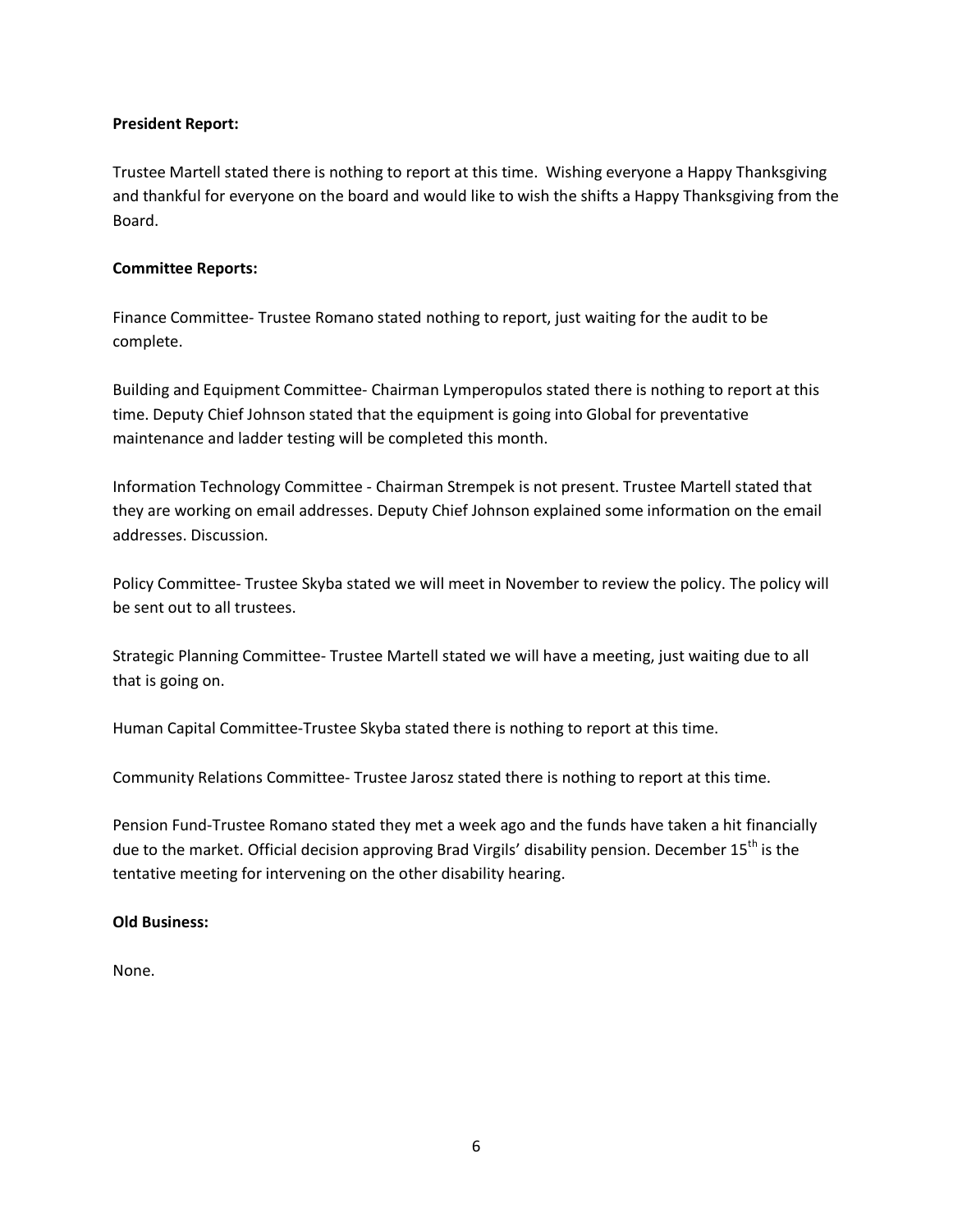**President Report:**

Trustee Martell stated there is nothing to report at this time. Wishing everyone a Happy Thanksgiving and thankful for everyone on the board and would like to wish the shifts a Happy Thanksgiving from the Board.

**Committee Reports:**

Finance Committee- Trustee Romano stated nothing to report, just waiting for the audit to be complete.

Building and Equipment Committee- Chairman Lymperopulos stated there is nothing to report at this time. Deputy Chief Johnson stated that the equipment is going into Global for preventative maintenance and ladder testing will be completed this month.

Information Technology Committee - Chairman Strempek is not present. Trustee Martell stated that they are working on email addresses. Deputy Chief Johnson explained some information on the email addresses. Discussion.

Policy Committee- Trustee Skyba stated we will meet in November to review the policy. The policy will be sent out to all trustees.

Strategic Planning Committee- Trustee Martell stated we will have a meeting, just waiting due to all that is going on.

Human Capital Committee-Trustee Skyba stated there is nothing to report at this time.

Community Relations Committee- Trustee Jarosz stated there is nothing to report at this time.

Pension Fund-Trustee Romano stated they met a week ago and the funds have taken a hit financially due to the market. Official decision approving Brad Virgils' disability pension. December 15th is the tentative meeting for intervening on the other disability hearing.

**Old Business:**

None.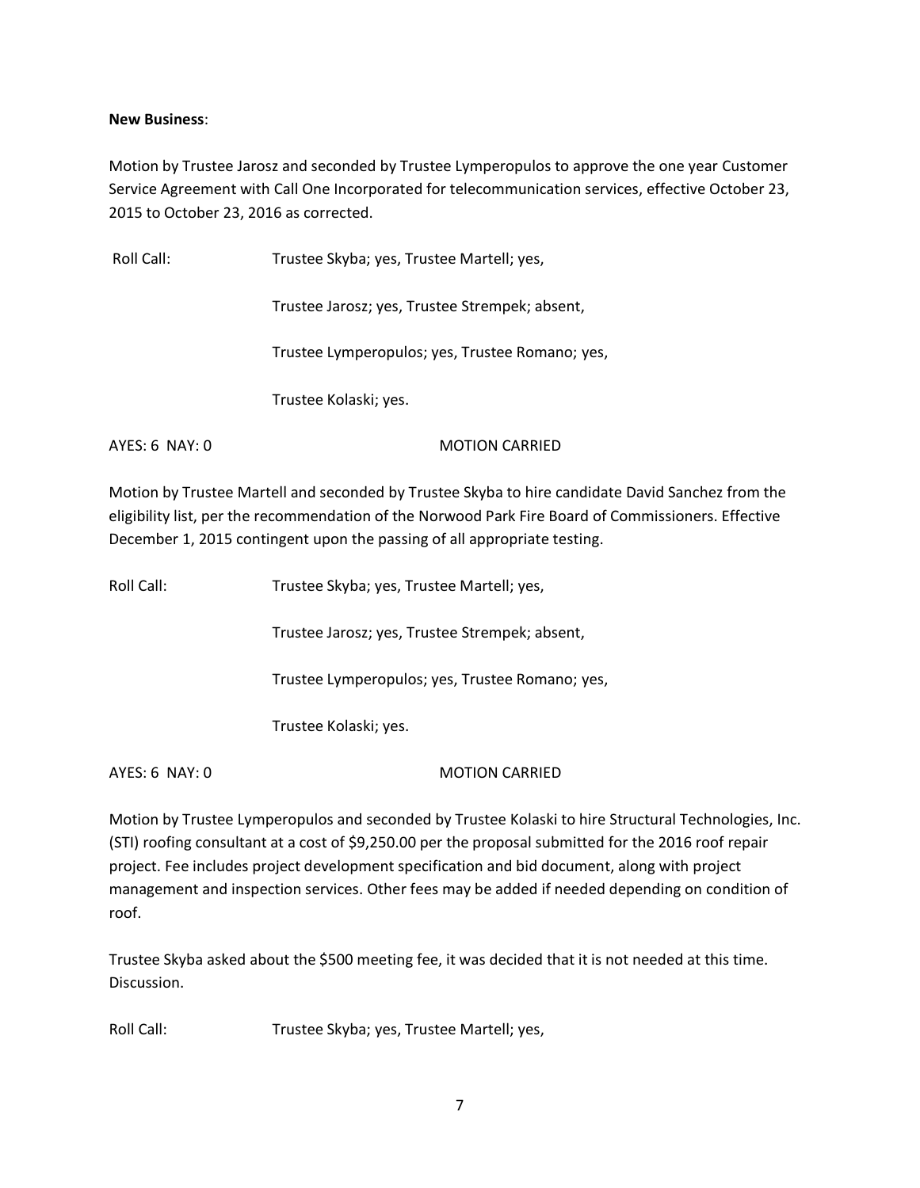**New Business**:

Motion by Trustee Jarosz and seconded by Trustee Lymperopulos to approve the one year Customer Service Agreement with Call One Incorporated for telecommunication services, effective October 23, 2015 to October 23, 2016 as corrected.

Roll Call: Trustee Skyba; yes, Trustee Martell; yes,

Trustee Jarosz; yes, Trustee Strempek; absent,

Trustee Lymperopulos; yes, Trustee Romano; yes,

Trustee Kolaski; yes.

AYES: 6 NAY: 0 MOTION CARRIED

Motion by Trustee Martell and seconded by Trustee Skyba to hire candidate David Sanchez from the eligibility list, per the recommendation of the Norwood Park Fire Board of Commissioners. Effective December 1, 2015 contingent upon the passing of all appropriate testing.

Roll Call: Trustee Skyba; yes, Trustee Martell; yes,

Trustee Jarosz; yes, Trustee Strempek; absent,

Trustee Lymperopulos; yes, Trustee Romano; yes,

Trustee Kolaski; yes.

AYES: 6 NAY: 0 MOTION CARRIED

Motion by Trustee Lymperopulos and seconded by Trustee Kolaski to hire Structural Technologies, Inc. (STI) roofing consultant at a cost of $9,250.00 per the proposal submitted for the 2016 roof repair project. Fee includes project development specification and bid document, along with project management and inspection services. Other fees may be added if needed depending on condition of roof.

Trustee Skyba asked about the $500 meeting fee, it was decided that it is not needed at this time. Discussion.

Roll Call: Trustee Skyba; yes, Trustee Martell; yes,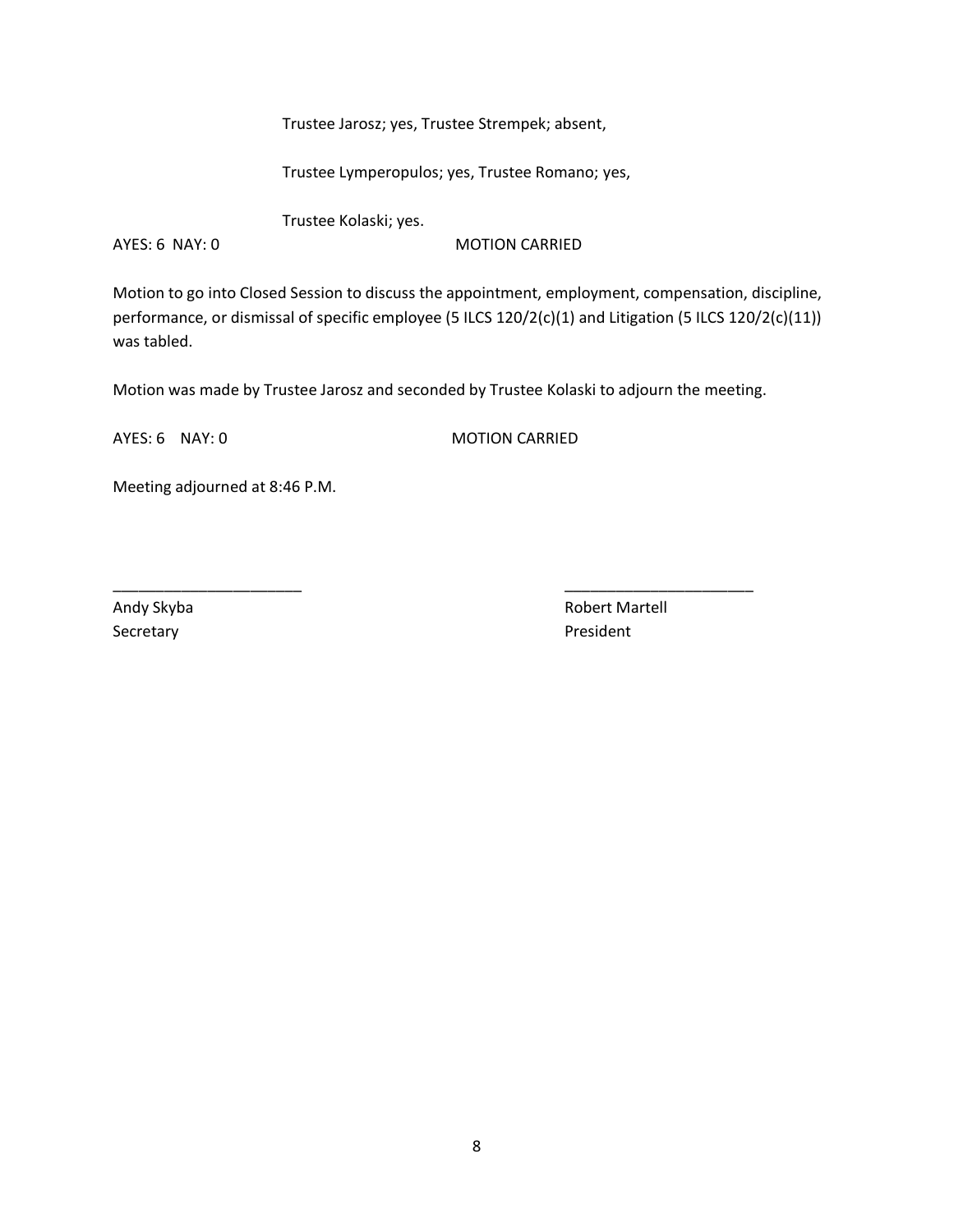Trustee Jarosz; yes, Trustee Strempek; absent,

Trustee Lymperopulos; yes, Trustee Romano; yes,

Trustee Kolaski; yes.

AYES: 6 NAY: 0 MOTION CARRIED

Motion to go into Closed Session to discuss the appointment, employment, compensation, discipline, performance, or dismissal of specific employee (5 ILCS 120/2(c)(1) and Litigation (5 ILCS 120/2(c)(11)) was tabled.

Motion was made by Trustee Jarosz and seconded by Trustee Kolaski to adjourn the meeting.

AYES: 6 NAY: 0 MOTION CARRIED

Meeting adjourned at 8:46 P.M.

_____________________ _____________________

Andy Skyba
Secretary

Robert Martell
President